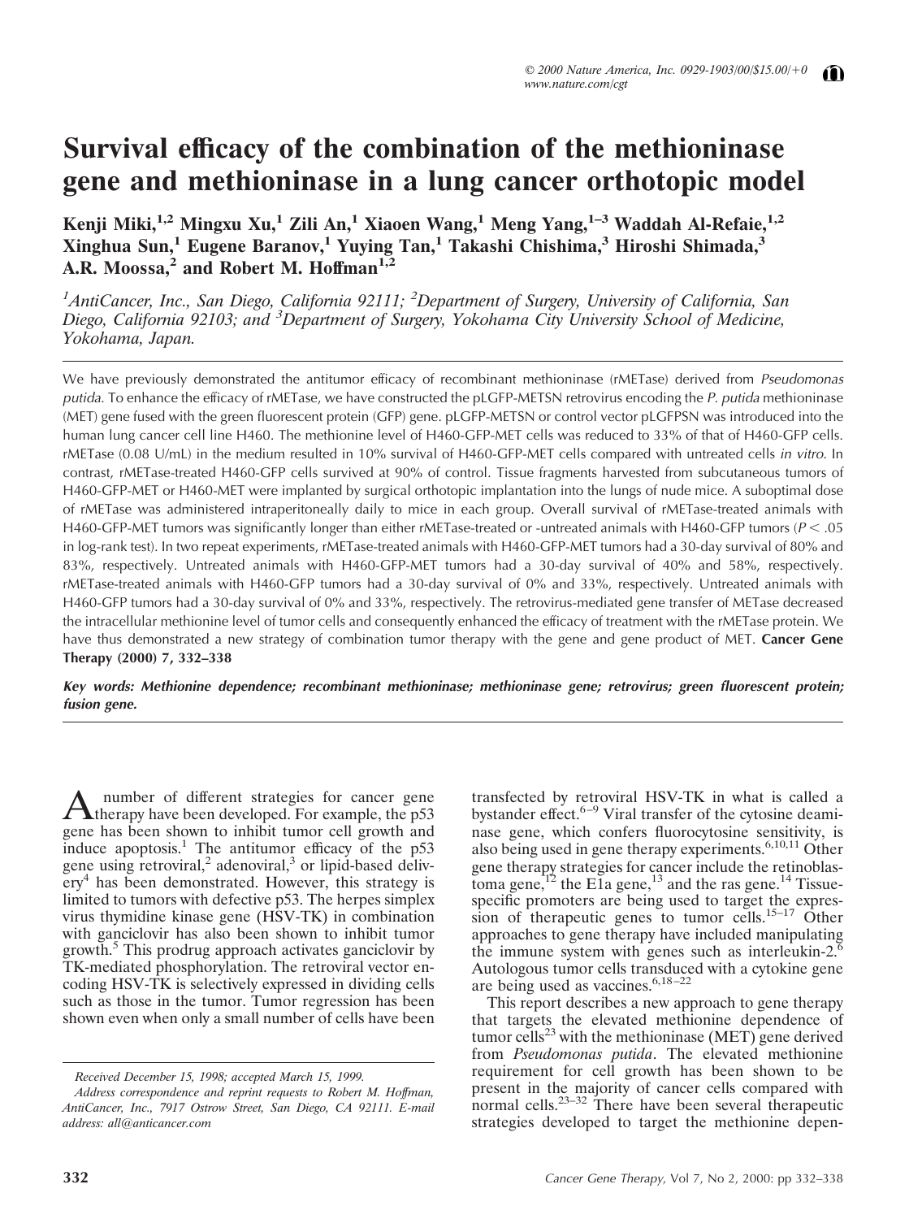# Survival efficacy of the combination of the methioninase gene and methioninase in a lung cancer orthotopic model

**Kenji Miki,[1,2] Mingxu Xu,[1] Zili An,[1] Xiaoen Wang,[1] Meng Yang,[1–3] Waddah Al-Refaie,[1,2] Xinghua Sun,[1] Eugene Baranov,[1] Yuying Tan,[1] Takashi Chishima,[3] Hiroshi Shimada,[3] A.R. Moossa,[2] and Robert M. Hoffman[1,2]**

*[1]AntiCancer, Inc., San Diego, California 92111; [2]Department of Surgery, University of California, San Diego, California 92103; and [3]Department of Surgery, Yokohama City University School of Medicine, Yokohama, Japan.*

We have previously demonstrated the antitumor efficacy of recombinant methioninase (rMETase) derived from *Pseudomonas putida*. To enhance the efficacy of rMETase, we have constructed the pLGFP-METSN retrovirus encoding the *P. putida* methioninase (MET) gene fused with the green fluorescent protein (GFP) gene. pLGFP-METSN or control vector pLGFPSN was introduced into the human lung cancer cell line H460. The methionine level of H460-GFP-MET cells was reduced to 33% of that of H460-GFP cells. rMETase (0.08 U/mL) in the medium resulted in 10% survival of H460-GFP-MET cells compared with untreated cells *in vitro*. In contrast, rMETase-treated H460-GFP cells survived at 90% of control. Tissue fragments harvested from subcutaneous tumors of H460-GFP-MET or H460-MET were implanted by surgical orthotopic implantation into the lungs of nude mice. A suboptimal dose of rMETase was administered intraperitoneally daily to mice in each group. Overall survival of rMETase-treated animals with H460-GFP-MET tumors was significantly longer than either rMETase-treated or -untreated animals with H460-GFP tumors ($P < .05$ in log-rank test). In two repeat experiments, rMETase-treated animals with H460-GFP-MET tumors had a 30-day survival of 80% and 83%, respectively. Untreated animals with H460-GFP-MET tumors had a 30-day survival of 40% and 58%, respectively. rMETase-treated animals with H460-GFP tumors had a 30-day survival of 0% and 33%, respectively. Untreated animals with H460-GFP tumors had a 30-day survival of 0% and 33%, respectively. The retrovirus-mediated gene transfer of METase decreased the intracellular methionine level of tumor cells and consequently enhanced the efficacy of treatment with the rMETase protein. We have thus demonstrated a new strategy of combination tumor therapy with the gene and gene product of MET. **Cancer Gene Therapy (2000) 7, 332–338**

***Key words: Methionine dependence; recombinant methioninase; methioninase gene; retrovirus; green fluorescent protein; fusion gene.***

A number of different strategies for cancer gene therapy have been developed. For example, the p53 gene has been shown to inhibit tumor cell growth and induce apoptosis.[1] The antitumor efficacy of the p53 gene using retroviral,[2] adenoviral,[3] or lipid-based delivery[4] has been demonstrated. However, this strategy is limited to tumors with defective p53. The herpes simplex virus thymidine kinase gene (HSV-TK) in combination with ganciclovir has also been shown to inhibit tumor growth.[5] This prodrug approach activates ganciclovir by TK-mediated phosphorylation. The retroviral vector encoding HSV-TK is selectively expressed in dividing cells such as those in the tumor. Tumor regression has been shown even when only a small number of cells have been transfected by retroviral HSV-TK in what is called a bystander effect.[6–9] Viral transfer of the cytosine deaminase gene, which confers fluorocytosine sensitivity, is also being used in gene therapy experiments.[6,10,11] Other gene therapy strategies for cancer include the retinoblastoma gene,[12] the E1a gene,[13] and the ras gene.[14] Tissue-specific promoters are being used to target the expression of therapeutic genes to tumor cells.[15–17] Other approaches to gene therapy have included manipulating the immune system with genes such as interleukin-2.[6] Autologous tumor cells transduced with a cytokine gene are being used as vaccines.[6,18–22]

This report describes a new approach to gene therapy that targets the elevated methionine dependence of tumor cells[23] with the methioninase (MET) gene derived from *Pseudomonas putida*. The elevated methionine requirement for cell growth has been shown to be present in the majority of cancer cells compared with normal cells.[23–32] There have been several therapeutic strategies developed to target the methionine depen-

*Received December 15, 1998; accepted March 15, 1999.*

*Address correspondence and reprint requests to Robert M. Hoffman, AntiCancer, Inc., 7917 Ostrow Street, San Diego, CA 92111. E-mail address: all@anticancer.com*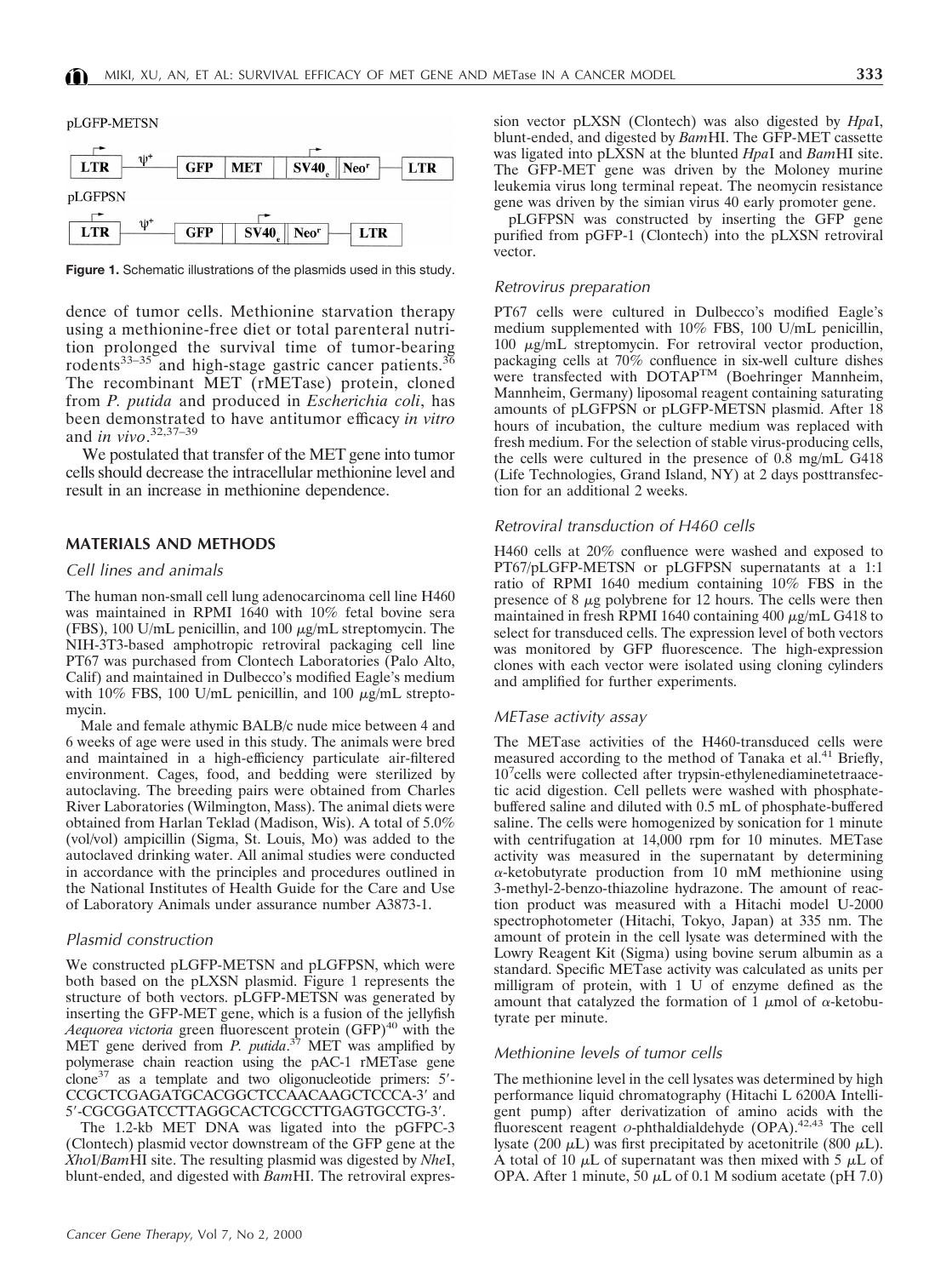pLGFP-METSN

| LTR | ψ+ | GFP | MET | | SV40e | Neo^r | LTR |
|---|---|---|---|---|---|---|---|

pLGFPSN

| LTR | ψ+ | GFP | | SV40e | Neo^r | LTR |
|---|---|---|---|---|---|---|

**Figure 1.** Schematic illustrations of the plasmids used in this study.

dence of tumor cells. Methionine starvation therapy using a methionine-free diet or total parenteral nutrition prolonged the survival time of tumor-bearing rodents[33–35] and high-stage gastric cancer patients.[36] The recombinant MET (rMETase) protein, cloned from *P. putida* and produced in *Escherichia coli*, has been demonstrated to have antitumor efficacy *in vitro* and *in vivo*.[32,37–39]

We postulated that transfer of the MET gene into tumor cells should decrease the intracellular methionine level and result in an increase in methionine dependence.

## MATERIALS AND METHODS

### Cell lines and animals

The human non-small cell lung adenocarcinoma cell line H460 was maintained in RPMI 1640 with 10% fetal bovine sera (FBS), 100 U/mL penicillin, and 100 $\mu$g/mL streptomycin. The NIH-3T3-based amphotropic retroviral packaging cell line PT67 was purchased from Clontech Laboratories (Palo Alto, Calif) and maintained in Dulbecco's modified Eagle's medium with 10% FBS, 100 U/mL penicillin, and 100 $\mu$g/mL streptomycin.

Male and female athymic BALB/c nude mice between 4 and 6 weeks of age were used in this study. The animals were bred and maintained in a high-efficiency particulate air-filtered environment. Cages, food, and bedding were sterilized by autoclaving. The breeding pairs were obtained from Charles River Laboratories (Wilmington, Mass). The animal diets were obtained from Harlan Teklad (Madison, Wis). A total of 5.0% (vol/vol) ampicillin (Sigma, St. Louis, Mo) was added to the autoclaved drinking water. All animal studies were conducted in accordance with the principles and procedures outlined in the National Institutes of Health Guide for the Care and Use of Laboratory Animals under assurance number A3873-1.

### Plasmid construction

We constructed pLGFP-METSN and pLGFPSN, which were both based on the pLXSN plasmid. Figure 1 represents the structure of both vectors. pLGFP-METSN was generated by inserting the GFP-MET gene, which is a fusion of the jellyfish *Aequorea victoria* green fluorescent protein (GFP)[40] with the MET gene derived from *P. putida*.[37] MET was amplified by polymerase chain reaction using the pAC-1 rMETase gene clone[37] as a template and two oligonucleotide primers: 5′-CCGCTCGAGATGCACGGCTCCAACAAGCTCCCA-3′ and 5′-CGCGGATCCTTAGGCACTCGCCTTGAGTGCCTG-3′.

The 1.2-kb MET DNA was ligated into the pGFPC-3 (Clontech) plasmid vector downstream of the GFP gene at the *Xho*I/*Bam*HI site. The resulting plasmid was digested by *Nhe*I, blunt-ended, and digested with *Bam*HI. The retroviral expression vector pLXSN (Clontech) was also digested by *Hpa*I, blunt-ended, and digested by *Bam*HI. The GFP-MET cassette was ligated into pLXSN at the blunted *Hpa*I and *Bam*HI site. The GFP-MET gene was driven by the Moloney murine leukemia virus long terminal repeat. The neomycin resistance gene was driven by the simian virus 40 early promoter gene.

pLGFPSN was constructed by inserting the GFP gene purified from pGFP-1 (Clontech) into the pLXSN retroviral vector.

### Retrovirus preparation

PT67 cells were cultured in Dulbecco's modified Eagle's medium supplemented with 10% FBS, 100 U/mL penicillin, 100 $\mu$g/mL streptomycin. For retroviral vector production, packaging cells at 70% confluence in six-well culture dishes were transfected with DOTAP™ (Boehringer Mannheim, Mannheim, Germany) liposomal reagent containing saturating amounts of pLGFPSN or pLGFP-METSN plasmid. After 18 hours of incubation, the culture medium was replaced with fresh medium. For the selection of stable virus-producing cells, the cells were cultured in the presence of 0.8 mg/mL G418 (Life Technologies, Grand Island, NY) at 2 days posttransfection for an additional 2 weeks.

### Retroviral transduction of H460 cells

H460 cells at 20% confluence were washed and exposed to PT67/pLGFP-METSN or pLGFPSN supernatants at a 1:1 ratio of RPMI 1640 medium containing 10% FBS in the presence of 8 $\mu$g polybrene for 12 hours. The cells were then maintained in fresh RPMI 1640 containing 400 $\mu$g/mL G418 to select for transduced cells. The expression level of both vectors was monitored by GFP fluorescence. The high-expression clones with each vector were isolated using cloning cylinders and amplified for further experiments.

### METase activity assay

The METase activities of the H460-transduced cells were measured according to the method of Tanaka et al.[41] Briefly, $10^7$cells were collected after trypsin-ethylenediaminetetraacetic acid digestion. Cell pellets were washed with phosphate-buffered saline and diluted with 0.5 mL of phosphate-buffered saline. The cells were homogenized by sonication for 1 minute with centrifugation at 14,000 rpm for 10 minutes. METase activity was measured in the supernatant by determining $\alpha$-ketobutyrate production from 10 mM methionine using 3-methyl-2-benzo-thiazoline hydrazone. The amount of reaction product was measured with a Hitachi model U-2000 spectrophotometer (Hitachi, Tokyo, Japan) at 335 nm. The amount of protein in the cell lysate was determined with the Lowry Reagent Kit (Sigma) using bovine serum albumin as a standard. Specific METase activity was calculated as units per milligram of protein, with 1 U of enzyme defined as the amount that catalyzed the formation of 1 $\mu$mol of $\alpha$-ketobutyrate per minute.

### Methionine levels of tumor cells

The methionine level in the cell lysates was determined by high performance liquid chromatography (Hitachi L 6200A Intelligent pump) after derivatization of amino acids with the fluorescent reagent *o*-phthaldialdehyde (OPA).[42,43] The cell lysate (200 $\mu$L) was first precipitated by acetonitrile (800 $\mu$L). A total of 10 $\mu$L of supernatant was then mixed with 5 $\mu$L of OPA. After 1 minute, 50 $\mu$L of 0.1 M sodium acetate (pH 7.0)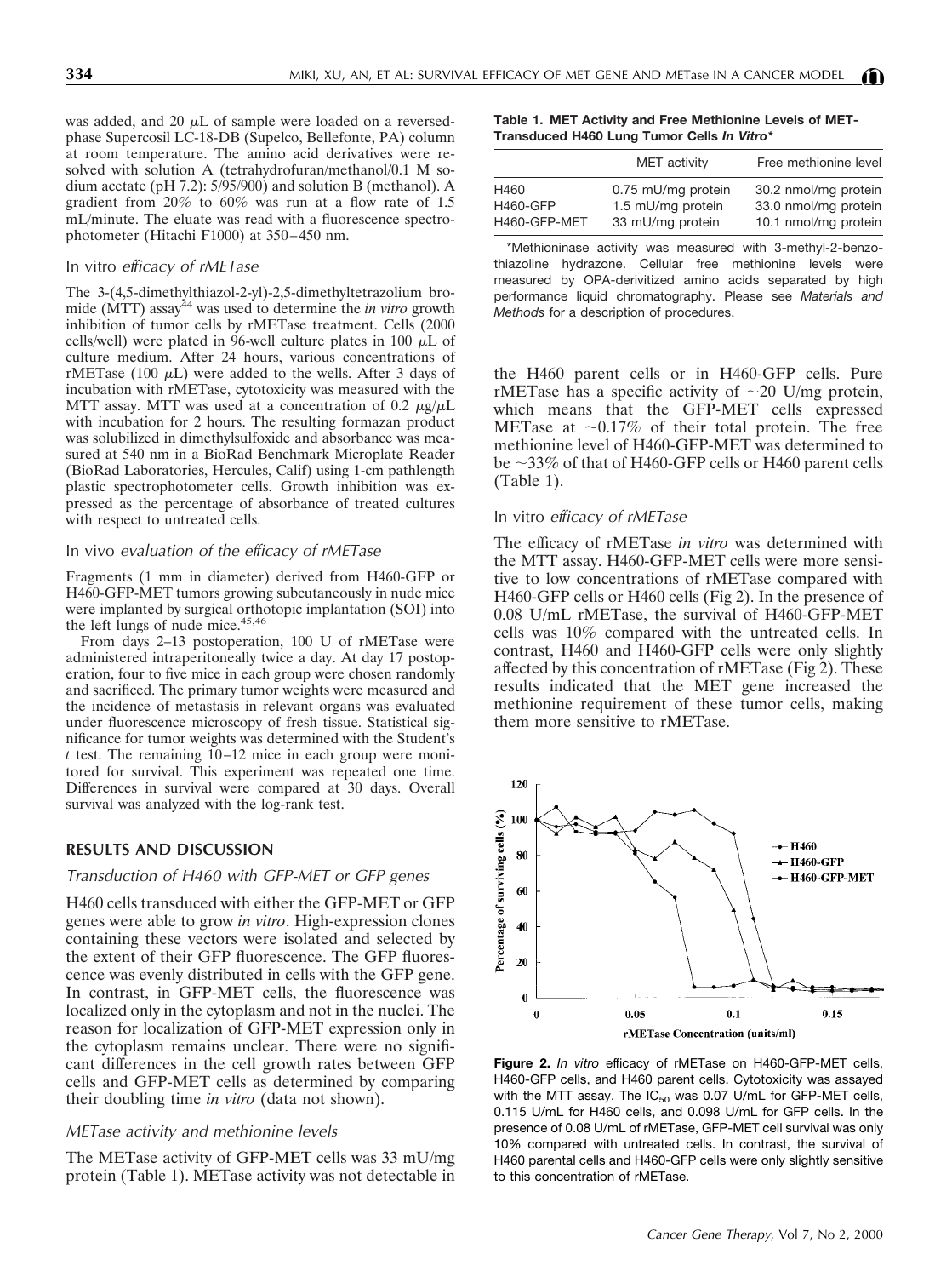was added, and 20 μL of sample were loaded on a reversed-phase Supercosil LC-18-DB (Supelco, Bellefonte, PA) column at room temperature. The amino acid derivatives were resolved with solution A (tetrahydrofuran/methanol/0.1 M sodium acetate (pH 7.2): 5/95/900) and solution B (methanol). A gradient from 20% to 60% was run at a flow rate of 1.5 mL/minute. The eluate was read with a fluorescence spectrophotometer (Hitachi F1000) at 350–450 nm.

### In vitro *efficacy of rMETase*

The 3-(4,5-dimethylthiazol-2-yl)-2,5-dimethyltetrazolium bromide (MTT) assay[44] was used to determine the *in vitro* growth inhibition of tumor cells by rMETase treatment. Cells (2000 cells/well) were plated in 96-well culture plates in 100 μL of culture medium. After 24 hours, various concentrations of rMETase (100 μL) were added to the wells. After 3 days of incubation with rMETase, cytotoxicity was measured with the MTT assay. MTT was used at a concentration of 0.2 μg/μL with incubation for 2 hours. The resulting formazan product was solubilized in dimethylsulfoxide and absorbance was measured at 540 nm in a BioRad Benchmark Microplate Reader (BioRad Laboratories, Hercules, Calif) using 1-cm pathlength plastic spectrophotometer cells. Growth inhibition was expressed as the percentage of absorbance of treated cultures with respect to untreated cells.

### In vivo *evaluation of the efficacy of rMETase*

Fragments (1 mm in diameter) derived from H460-GFP or H460-GFP-MET tumors growing subcutaneously in nude mice were implanted by surgical orthotopic implantation (SOI) into the left lungs of nude mice.[45,46]

From days 2–13 postoperation, 100 U of rMETase were administered intraperitoneally twice a day. At day 17 postoperation, four to five mice in each group were chosen randomly and sacrificed. The primary tumor weights were measured and the incidence of metastasis in relevant organs was evaluated under fluorescence microscopy of fresh tissue. Statistical significance for tumor weights was determined with the Student's *t* test. The remaining 10–12 mice in each group were monitored for survival. This experiment was repeated one time. Differences in survival were compared at 30 days. Overall survival was analyzed with the log-rank test.

## RESULTS AND DISCUSSION

### *Transduction of H460 with GFP-MET or GFP genes*

H460 cells transduced with either the GFP-MET or GFP genes were able to grow *in vitro*. High-expression clones containing these vectors were isolated and selected by the extent of their GFP fluorescence. The GFP fluorescence was evenly distributed in cells with the GFP gene. In contrast, in GFP-MET cells, the fluorescence was localized only in the cytoplasm and not in the nuclei. The reason for localization of GFP-MET expression only in the cytoplasm remains unclear. There were no significant differences in the cell growth rates between GFP cells and GFP-MET cells as determined by comparing their doubling time *in vitro* (data not shown).

### *METase activity and methionine levels*

The METase activity of GFP-MET cells was 33 mU/mg protein (Table 1). METase activity was not detectable in the H460 parent cells or in H460-GFP cells. Pure rMETase has a specific activity of ~20 U/mg protein, which means that the GFP-MET cells expressed METase at ~0.17% of their total protein. The free methionine level of H460-GFP-MET was determined to be ~33% of that of H460-GFP cells or H460 parent cells (Table 1).

**Table 1. MET Activity and Free Methionine Levels of MET-Transduced H460 Lung Tumor Cells *In Vitro****

| | MET activity | Free methionine level |
|---|---|---|
| H460 | 0.75 mU/mg protein | 30.2 nmol/mg protein |
| H460-GFP | 1.5 mU/mg protein | 33.0 nmol/mg protein |
| H460-GFP-MET | 33 mU/mg protein | 10.1 nmol/mg protein |

*Methioninase activity was measured with 3-methyl-2-benzothiazoline hydrazone. Cellular free methionine levels were measured by OPA-derivitized amino acids separated by high performance liquid chromatography. Please see *Materials and Methods* for a description of procedures.

### In vitro *efficacy of rMETase*

The efficacy of rMETase *in vitro* was determined with the MTT assay. H460-GFP-MET cells were more sensitive to low concentrations of rMETase compared with H460-GFP cells or H460 cells (Fig 2). In the presence of 0.08 U/mL rMETase, the survival of H460-GFP-MET cells was 10% compared with the untreated cells. In contrast, H460 and H460-GFP cells were only slightly affected by this concentration of rMETase (Fig 2). These results indicated that the MET gene increased the methionine requirement of these tumor cells, making them more sensitive to rMETase.

**Figure 2.** *In vitro* efficacy of rMETase on H460-GFP-MET cells, H460-GFP cells, and H460 parent cells. Cytotoxicity was assayed with the MTT assay. The $IC_{50}$ was 0.07 U/mL for GFP-MET cells, 0.115 U/mL for H460 cells, and 0.098 U/mL for GFP cells. In the presence of 0.08 U/mL of rMETase, GFP-MET cell survival was only 10% compared with untreated cells. In contrast, the survival of H460 parental cells and H460-GFP cells were only slightly sensitive to this concentration of rMETase.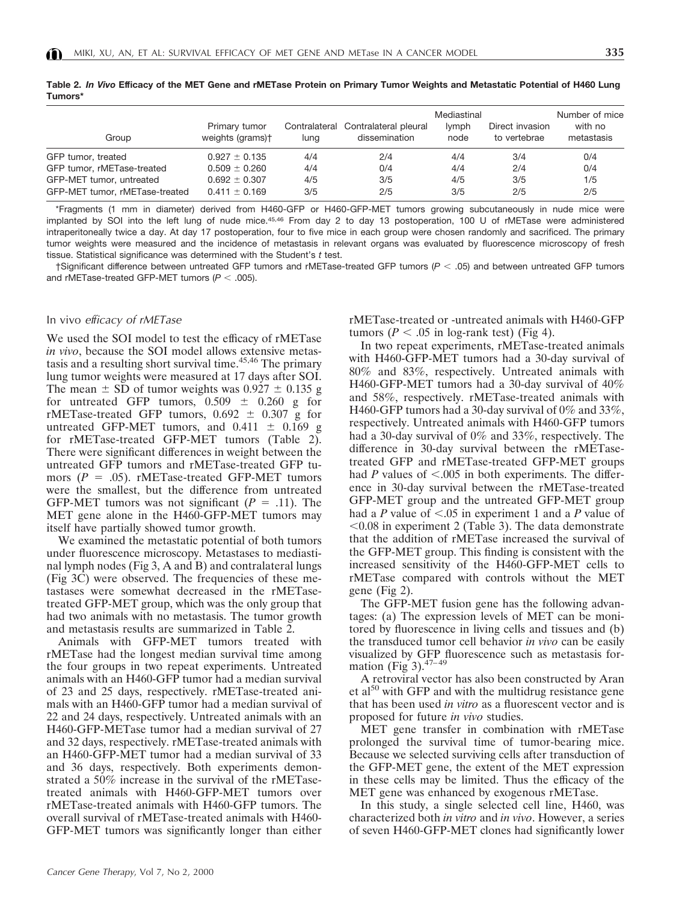**Table 2. *In Vivo* Efficacy of the MET Gene and rMETase Protein on Primary Tumor Weights and Metastatic Potential of H460 Lung Tumors***

| Group | Primary tumor weights (grams)† | Contralateral lung | Contralateral pleural dissemination | Mediastinal lymph node | Direct invasion to vertebrae | Number of mice with no metastasis |
|---|---|---|---|---|---|---|
| GFP tumor, treated | 0.927 ± 0.135 | 4/4 | 2/4 | 4/4 | 3/4 | 0/4 |
| GFP tumor, rMETase-treated | 0.509 ± 0.260 | 4/4 | 0/4 | 4/4 | 2/4 | 0/4 |
| GFP-MET tumor, untreated | 0.692 ± 0.307 | 4/5 | 3/5 | 4/5 | 3/5 | 1/5 |
| GFP-MET tumor, rMETase-treated | 0.411 ± 0.169 | 3/5 | 2/5 | 3/5 | 2/5 | 2/5 |

*Fragments (1 mm in diameter) derived from H460-GFP or H460-GFP-MET tumors growing subcutaneously in nude mice were implanted by SOI into the left lung of nude mice.[45,46] From day 2 to day 13 postoperation, 100 U of rMETase were administered intraperitoneally twice a day. At day 17 postoperation, four to five mice in each group were chosen randomly and sacrificed. The primary tumor weights were measured and the incidence of metastasis in relevant organs was evaluated by fluorescence microscopy of fresh tissue. Statistical significance was determined with the Student's *t* test.

†Significant difference between untreated GFP tumors and rMETase-treated GFP tumors ($P < .05$) and between untreated GFP tumors and rMETase-treated GFP-MET tumors ($P < .005$).

### In vivo *efficacy of rMETase*

We used the SOI model to test the efficacy of rMETase *in vivo*, because the SOI model allows extensive metastasis and a resulting short survival time.[45,46] The primary lung tumor weights were measured at 17 days after SOI. The mean ± SD of tumor weights was 0.927 ± 0.135 g for untreated GFP tumors, 0.509 ± 0.260 g for rMETase-treated GFP tumors, 0.692 ± 0.307 g for untreated GFP-MET tumors, and 0.411 ± 0.169 g for rMETase-treated GFP-MET tumors (Table 2). There were significant differences in weight between the untreated GFP tumors and rMETase-treated GFP tumors ($P = .05$). rMETase-treated GFP-MET tumors were the smallest, but the difference from untreated GFP-MET tumors was not significant ($P = .11$). The MET gene alone in the H460-GFP-MET tumors may itself have partially showed tumor growth.

We examined the metastatic potential of both tumors under fluorescence microscopy. Metastases to mediastinal lymph nodes (Fig 3, A and B) and contralateral lungs (Fig 3C) were observed. The frequencies of these metastases were somewhat decreased in the rMETase-treated GFP-MET group, which was the only group that had two animals with no metastasis. The tumor growth and metastasis results are summarized in Table 2.

Animals with GFP-MET tumors treated with rMETase had the longest median survival time among the four groups in two repeat experiments. Untreated animals with an H460-GFP tumor had a median survival of 23 and 25 days, respectively. rMETase-treated animals with an H460-GFP tumor had a median survival of 22 and 24 days, respectively. Untreated animals with an H460-GFP-METase tumor had a median survival of 27 and 32 days, respectively. rMETase-treated animals with an H460-GFP-MET tumor had a median survival of 33 and 36 days, respectively. Both experiments demonstrated a 50% increase in the survival of the rMETase-treated animals with H460-GFP-MET tumors over rMETase-treated animals with H460-GFP tumors. The overall survival of rMETase-treated animals with H460-GFP-MET tumors was significantly longer than either rMETase-treated or -untreated animals with H460-GFP tumors ($P < .05$ in log-rank test) (Fig 4).

In two repeat experiments, rMETase-treated animals with H460-GFP-MET tumors had a 30-day survival of 80% and 83%, respectively. Untreated animals with H460-GFP-MET tumors had a 30-day survival of 40% and 58%, respectively. rMETase-treated animals with H460-GFP tumors had a 30-day survival of 0% and 33%, respectively. Untreated animals with H460-GFP tumors had a 30-day survival of 0% and 33%, respectively. The difference in 30-day survival between the rMETase-treated GFP and rMETase-treated GFP-MET groups had *P* values of $<.005$ in both experiments. The difference in 30-day survival between the rMETase-treated GFP-MET group and the untreated GFP-MET group had a *P* value of $<.05$ in experiment 1 and a *P* value of $<0.08$ in experiment 2 (Table 3). The data demonstrate that the addition of rMETase increased the survival of the GFP-MET group. This finding is consistent with the increased sensitivity of the H460-GFP-MET cells to rMETase compared with controls without the MET gene (Fig 2).

The GFP-MET fusion gene has the following advantages: (a) The expression levels of MET can be monitored by fluorescence in living cells and tissues and (b) the transduced tumor cell behavior *in vivo* can be easily visualized by GFP fluorescence such as metastasis formation (Fig 3).[47–49]

A retroviral vector has also been constructed by Aran et al[50] with GFP and with the multidrug resistance gene that has been used *in vitro* as a fluorescent vector and is proposed for future *in vivo* studies.

MET gene transfer in combination with rMETase prolonged the survival time of tumor-bearing mice. Because we selected surviving cells after transduction of the GFP-MET gene, the extent of the MET expression in these cells may be limited. Thus the efficacy of the MET gene was enhanced by exogenous rMETase.

In this study, a single selected cell line, H460, was characterized both *in vitro* and *in vivo*. However, a series of seven H460-GFP-MET clones had significantly lower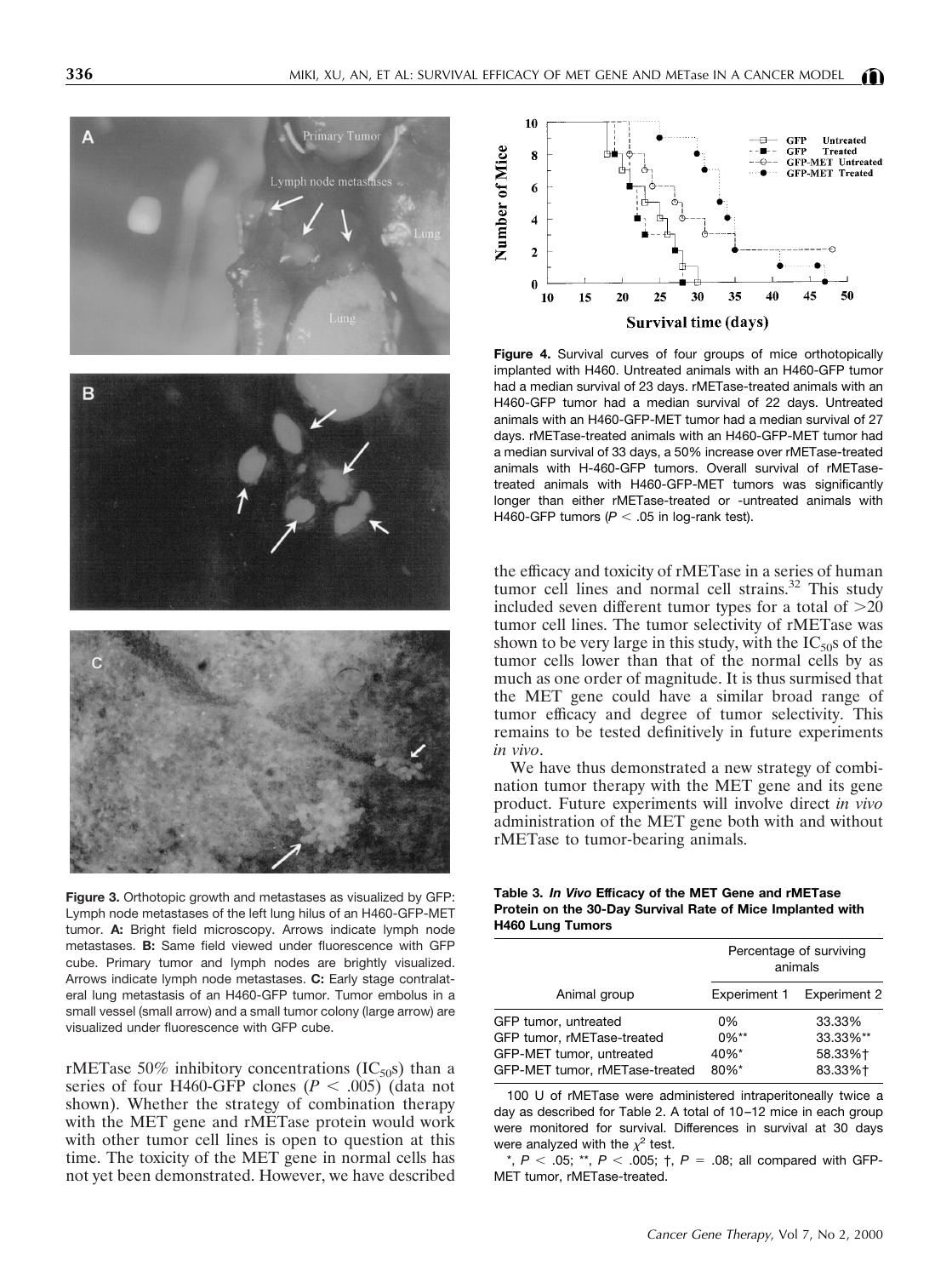**Figure 3.** Orthotopic growth and metastases as visualized by GFP: Lymph node metastases of the left lung hilus of an H460-GFP-MET tumor. **A:** Bright field microscopy. Arrows indicate lymph node metastases. **B:** Same field viewed under fluorescence with GFP cube. Primary tumor and lymph nodes are brightly visualized. Arrows indicate lymph node metastases. **C:** Early stage contralateral lung metastasis of an H460-GFP tumor. Tumor embolus in a small vessel (small arrow) and a small tumor colony (large arrow) are visualized under fluorescence with GFP cube.

rMETase 50% inhibitory concentrations ($IC_{50}$s) than a series of four H460-GFP clones ($P < .005$) (data not shown). Whether the strategy of combination therapy with the MET gene and rMETase protein would work with other tumor cell lines is open to question at this time. The toxicity of the MET gene in normal cells has not yet been demonstrated. However, we have described the efficacy and toxicity of rMETase in a series of human tumor cell lines and normal cell strains.[32] This study included seven different tumor types for a total of >20 tumor cell lines. The tumor selectivity of rMETase was shown to be very large in this study, with the $IC_{50}$s of the tumor cells lower than that of the normal cells by as much as one order of magnitude. It is thus surmised that the MET gene could have a similar broad range of tumor efficacy and degree of tumor selectivity. This remains to be tested definitively in future experiments *in vivo*.

We have thus demonstrated a new strategy of combination tumor therapy with the MET gene and its gene product. Future experiments will involve direct *in vivo* administration of the MET gene both with and without rMETase to tumor-bearing animals.

**Figure 4.** Survival curves of four groups of mice orthotopically implanted with H460. Untreated animals with an H460-GFP tumor had a median survival of 23 days. rMETase-treated animals with an H460-GFP tumor had a median survival of 22 days. Untreated animals with an H460-GFP-MET tumor had a median survival of 27 days. rMETase-treated animals with an H460-GFP-MET tumor had a median survival of 33 days, a 50% increase over rMETase-treated animals with H-460-GFP tumors. Overall survival of rMETase-treated animals with H460-GFP-MET tumors was significantly longer than either rMETase-treated or -untreated animals with H460-GFP tumors ($P < .05$ in log-rank test).

**Table 3. *In Vivo* Efficacy of the MET Gene and rMETase Protein on the 30-Day Survival Rate of Mice Implanted with H460 Lung Tumors**

| Animal group | Percentage of surviving animals | |
|---|---|---|
| | Experiment 1 | Experiment 2 |
| GFP tumor, untreated | 0% | 33.33% |
| GFP tumor, rMETase-treated | 0%** | 33.33%** |
| GFP-MET tumor, untreated | 40%* | 58.33%† |
| GFP-MET tumor, rMETase-treated | 80%* | 83.33%† |

100 U of rMETase were administered intraperitoneally twice a day as described for Table 2. A total of 10–12 mice in each group were monitored for survival. Differences in survival at 30 days were analyzed with the $\chi^2$ test.

*, $P < .05$; **, $P < .005$; †, $P = .08$; all compared with GFP-MET tumor, rMETase-treated.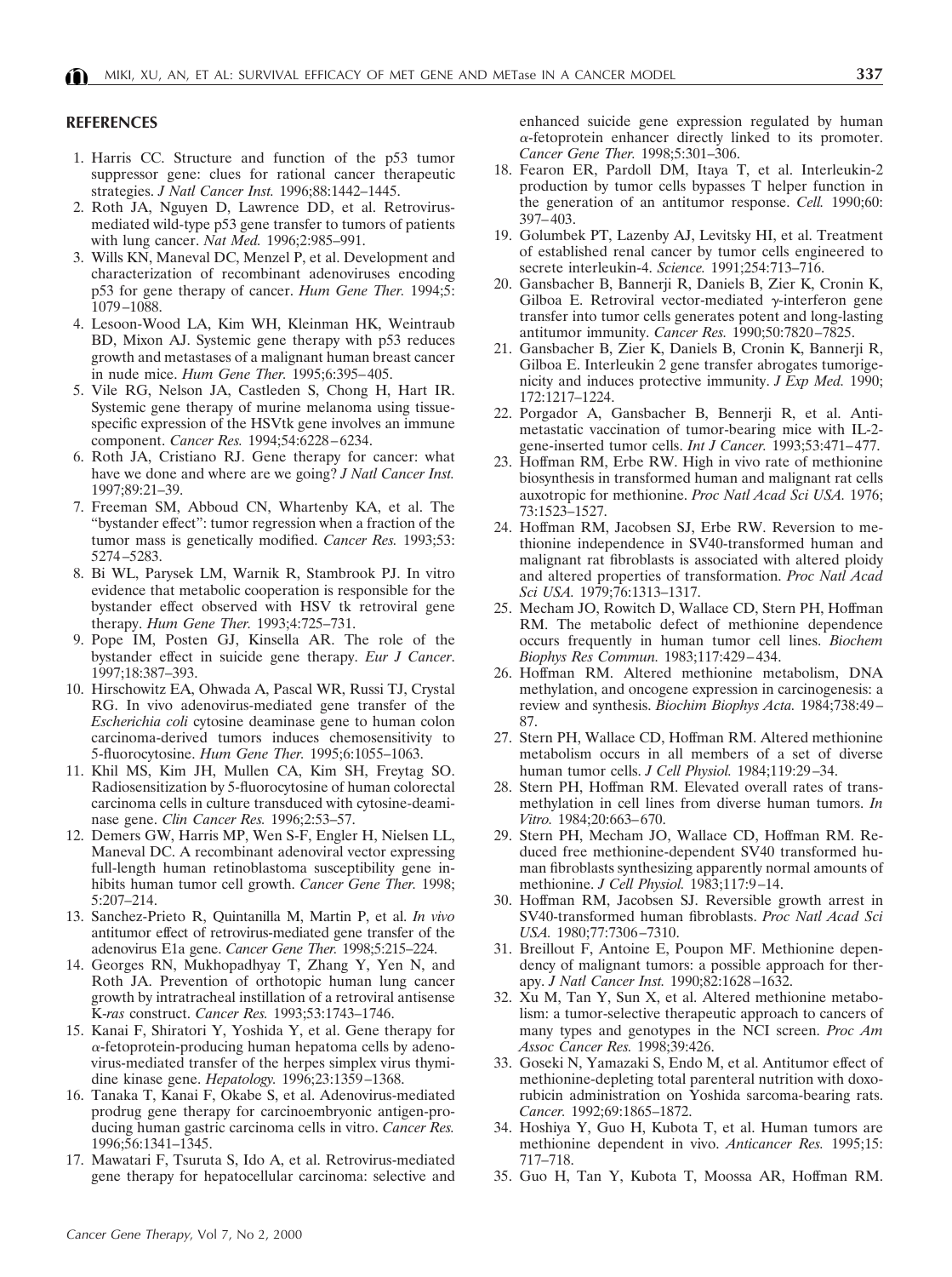## REFERENCES

1. Harris CC. Structure and function of the p53 tumor suppressor gene: clues for rational cancer therapeutic strategies. *J Natl Cancer Inst.* 1996;88:1442–1445.
2. Roth JA, Nguyen D, Lawrence DD, et al. Retrovirus-mediated wild-type p53 gene transfer to tumors of patients with lung cancer. *Nat Med.* 1996;2:985–991.
3. Wills KN, Maneval DC, Menzel P, et al. Development and characterization of recombinant adenoviruses encoding p53 for gene therapy of cancer. *Hum Gene Ther.* 1994;5: 1079–1088.
4. Lesoon-Wood LA, Kim WH, Kleinman HK, Weintraub BD, Mixon AJ. Systemic gene therapy with p53 reduces growth and metastases of a malignant human breast cancer in nude mice. *Hum Gene Ther.* 1995;6:395–405.
5. Vile RG, Nelson JA, Castleden S, Chong H, Hart IR. Systemic gene therapy of murine melanoma using tissue-specific expression of the HSVtk gene involves an immune component. *Cancer Res.* 1994;54:6228–6234.
6. Roth JA, Cristiano RJ. Gene therapy for cancer: what have we done and where are we going? *J Natl Cancer Inst.* 1997;89:21–39.
7. Freeman SM, Abboud CN, Whartenby KA, et al. The "bystander effect": tumor regression when a fraction of the tumor mass is genetically modified. *Cancer Res.* 1993;53: 5274–5283.
8. Bi WL, Parysek LM, Warnik R, Stambrook PJ. In vitro evidence that metabolic cooperation is responsible for the bystander effect observed with HSV tk retroviral gene therapy. *Hum Gene Ther.* 1993;4:725–731.
9. Pope IM, Posten GJ, Kinsella AR. The role of the bystander effect in suicide gene therapy. *Eur J Cancer*. 1997;18:387–393.
10. Hirschowitz EA, Ohwada A, Pascal WR, Russi TJ, Crystal RG. In vivo adenovirus-mediated gene transfer of the *Escherichia coli* cytosine deaminase gene to human colon carcinoma-derived tumors induces chemosensitivity to 5-fluorocytosine. *Hum Gene Ther.* 1995;6:1055–1063.
11. Khil MS, Kim JH, Mullen CA, Kim SH, Freytag SO. Radiosensitization by 5-fluorocytosine of human colorectal carcinoma cells in culture transduced with cytosine-deaminase gene. *Clin Cancer Res.* 1996;2:53–57.
12. Demers GW, Harris MP, Wen S-F, Engler H, Nielsen LL, Maneval DC. A recombinant adenoviral vector expressing full-length human retinoblastoma susceptibility gene inhibits human tumor cell growth. *Cancer Gene Ther.* 1998; 5:207–214.
13. Sanchez-Prieto R, Quintanilla M, Martin P, et al. *In vivo* antitumor effect of retrovirus-mediated gene transfer of the adenovirus E1a gene. *Cancer Gene Ther.* 1998;5:215–224.
14. Georges RN, Mukhopadhyay T, Zhang Y, Yen N, and Roth JA. Prevention of orthotopic human lung cancer growth by intratracheal instillation of a retroviral antisense K-*ras* construct. *Cancer Res.* 1993;53:1743–1746.
15. Kanai F, Shiratori Y, Yoshida Y, et al. Gene therapy for $\alpha$-fetoprotein-producing human hepatoma cells by adenovirus-mediated transfer of the herpes simplex virus thymidine kinase gene. *Hepatology.* 1996;23:1359–1368.
16. Tanaka T, Kanai F, Okabe S, et al. Adenovirus-mediated prodrug gene therapy for carcinoembryonic antigen-producing human gastric carcinoma cells in vitro. *Cancer Res.* 1996;56:1341–1345.
17. Mawatari F, Tsuruta S, Ido A, et al. Retrovirus-mediated gene therapy for hepatocellular carcinoma: selective and enhanced suicide gene expression regulated by human $\alpha$-fetoprotein enhancer directly linked to its promoter. *Cancer Gene Ther.* 1998;5:301–306.
18. Fearon ER, Pardoll DM, Itaya T, et al. Interleukin-2 production by tumor cells bypasses T helper function in the generation of an antitumor response. *Cell.* 1990;60: 397–403.
19. Golumbek PT, Lazenby AJ, Levitsky HI, et al. Treatment of established renal cancer by tumor cells engineered to secrete interleukin-4. *Science.* 1991;254:713–716.
20. Gansbacher B, Bannerji R, Daniels B, Zier K, Cronin K, Gilboa E. Retroviral vector-mediated $\gamma$-interferon gene transfer into tumor cells generates potent and long-lasting antitumor immunity. *Cancer Res.* 1990;50:7820–7825.
21. Gansbacher B, Zier K, Daniels B, Cronin K, Bannerji R, Gilboa E. Interleukin 2 gene transfer abrogates tumorigenicity and induces protective immunity. *J Exp Med.* 1990; 172:1217–1224.
22. Porgador A, Gansbacher B, Bennerji R, et al. Anti-metastatic vaccination of tumor-bearing mice with IL-2-gene-inserted tumor cells. *Int J Cancer.* 1993;53:471–477.
23. Hoffman RM, Erbe RW. High in vivo rate of methionine biosynthesis in transformed human and malignant rat cells auxotropic for methionine. *Proc Natl Acad Sci USA.* 1976; 73:1523–1527.
24. Hoffman RM, Jacobsen SJ, Erbe RW. Reversion to methionine independence in SV40-transformed human and malignant rat fibroblasts is associated with altered ploidy and altered properties of transformation. *Proc Natl Acad Sci USA.* 1979;76:1313–1317.
25. Mecham JO, Rowitch D, Wallace CD, Stern PH, Hoffman RM. The metabolic defect of methionine dependence occurs frequently in human tumor cell lines. *Biochem Biophys Res Commun.* 1983;117:429–434.
26. Hoffman RM. Altered methionine metabolism, DNA methylation, and oncogene expression in carcinogenesis: a review and synthesis. *Biochim Biophys Acta.* 1984;738:49–87.
27. Stern PH, Wallace CD, Hoffman RM. Altered methionine metabolism occurs in all members of a set of diverse human tumor cells. *J Cell Physiol.* 1984;119:29–34.
28. Stern PH, Hoffman RM. Elevated overall rates of transmethylation in cell lines from diverse human tumors. *In Vitro.* 1984;20:663–670.
29. Stern PH, Mecham JO, Wallace CD, Hoffman RM. Reduced free methionine-dependent SV40 transformed human fibroblasts synthesizing apparently normal amounts of methionine. *J Cell Physiol.* 1983;117:9–14.
30. Hoffman RM, Jacobsen SJ. Reversible growth arrest in SV40-transformed human fibroblasts. *Proc Natl Acad Sci USA.* 1980;77:7306–7310.
31. Breillout F, Antoine E, Poupon MF. Methionine dependency of malignant tumors: a possible approach for therapy. *J Natl Cancer Inst.* 1990;82:1628–1632.
32. Xu M, Tan Y, Sun X, et al. Altered methionine metabolism: a tumor-selective therapeutic approach to cancers of many types and genotypes in the NCI screen. *Proc Am Assoc Cancer Res.* 1998;39:426.
33. Goseki N, Yamazaki S, Endo M, et al. Antitumor effect of methionine-depleting total parenteral nutrition with doxorubicin administration on Yoshida sarcoma-bearing rats. *Cancer.* 1992;69:1865–1872.
34. Hoshiya Y, Guo H, Kubota T, et al. Human tumors are methionine dependent in vivo. *Anticancer Res.* 1995;15: 717–718.
35. Guo H, Tan Y, Kubota T, Moossa AR, Hoffman RM.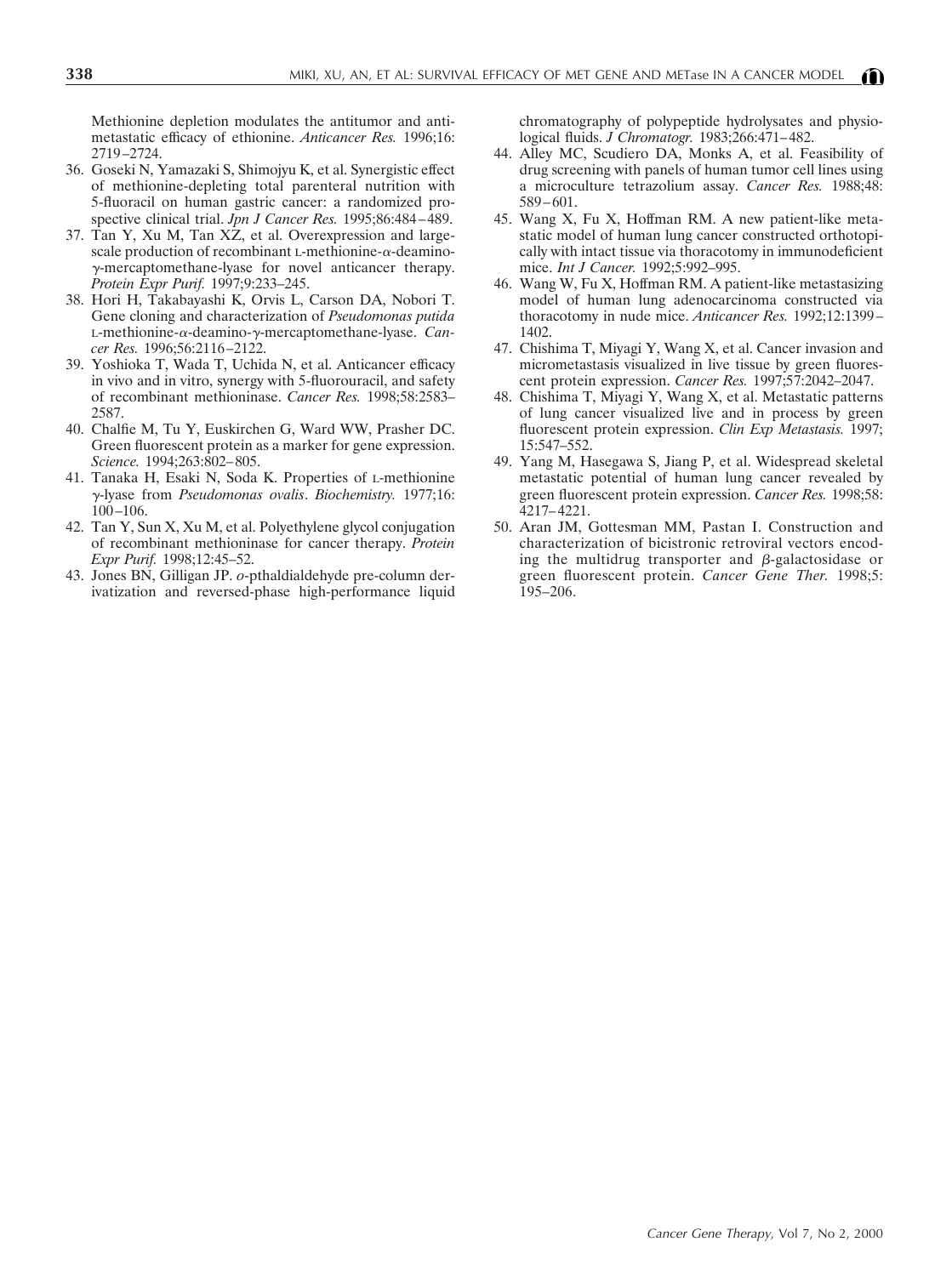Methionine depletion modulates the antitumor and antimetastatic efficacy of ethionine. *Anticancer Res.* 1996;16: 2719–2724.

36. Goseki N, Yamazaki S, Shimojyu K, et al. Synergistic effect of methionine-depleting total parenteral nutrition with 5-fluoracil on human gastric cancer: a randomized prospective clinical trial. *Jpn J Cancer Res.* 1995;86:484–489.
37. Tan Y, Xu M, Tan XZ, et al. Overexpression and large-scale production of recombinant L-methionine-$\alpha$-deamino-$\gamma$-mercaptomethane-lyase for novel anticancer therapy. *Protein Expr Purif.* 1997;9:233–245.
38. Hori H, Takabayashi K, Orvis L, Carson DA, Nobori T. Gene cloning and characterization of *Pseudomonas putida* L-methionine-$\alpha$-deamino-$\gamma$-mercaptomethane-lyase. *Cancer Res.* 1996;56:2116–2122.
39. Yoshioka T, Wada T, Uchida N, et al. Anticancer efficacy in vivo and in vitro, synergy with 5-fluorouracil, and safety of recombinant methioninase. *Cancer Res.* 1998;58:2583–2587.
40. Chalfie M, Tu Y, Euskirchen G, Ward WW, Prasher DC. Green fluorescent protein as a marker for gene expression. *Science.* 1994;263:802–805.
41. Tanaka H, Esaki N, Soda K. Properties of L-methionine $\gamma$-lyase from *Pseudomonas ovalis*. *Biochemistry.* 1977;16: 100–106.
42. Tan Y, Sun X, Xu M, et al. Polyethylene glycol conjugation of recombinant methioninase for cancer therapy. *Protein Expr Purif.* 1998;12:45–52.
43. Jones BN, Gilligan JP. *o*-pthaldialdehyde pre-column derivatization and reversed-phase high-performance liquid chromatography of polypeptide hydrolysates and physiological fluids. *J Chromatogr.* 1983;266:471–482.
44. Alley MC, Scudiero DA, Monks A, et al. Feasibility of drug screening with panels of human tumor cell lines using a microculture tetrazolium assay. *Cancer Res.* 1988;48: 589–601.
45. Wang X, Fu X, Hoffman RM. A new patient-like metastatic model of human lung cancer constructed orthotopically with intact tissue via thoracotomy in immunodeficient mice. *Int J Cancer.* 1992;5:992–995.
46. Wang W, Fu X, Hoffman RM. A patient-like metastasizing model of human lung adenocarcinoma constructed via thoracotomy in nude mice. *Anticancer Res.* 1992;12:1399–1402.
47. Chishima T, Miyagi Y, Wang X, et al. Cancer invasion and micrometastasis visualized in live tissue by green fluorescent protein expression. *Cancer Res.* 1997;57:2042–2047.
48. Chishima T, Miyagi Y, Wang X, et al. Metastatic patterns of lung cancer visualized live and in process by green fluorescent protein expression. *Clin Exp Metastasis.* 1997; 15:547–552.
49. Yang M, Hasegawa S, Jiang P, et al. Widespread skeletal metastatic potential of human lung cancer revealed by green fluorescent protein expression. *Cancer Res.* 1998;58: 4217–4221.
50. Aran JM, Gottesman MM, Pastan I. Construction and characterization of bicistronic retroviral vectors encoding the multidrug transporter and $\beta$-galactosidase or green fluorescent protein. *Cancer Gene Ther.* 1998;5: 195–206.